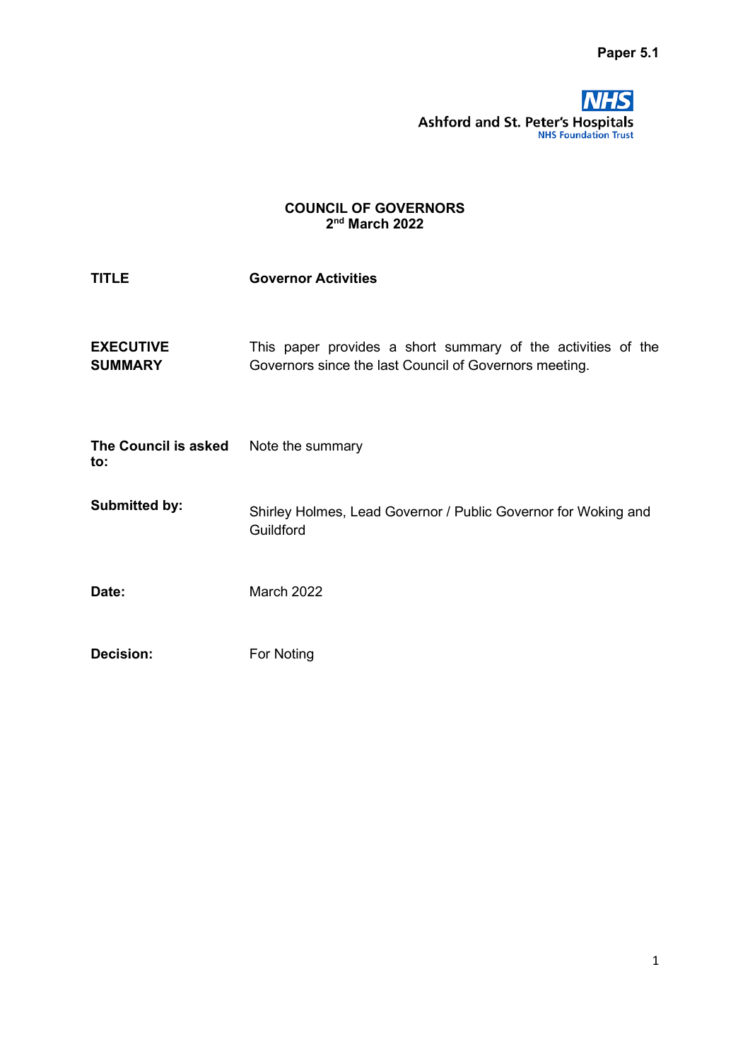Paper 5.1

**Ashford and St. Peter's Hospitals**
NHS Foundation Trust

**COUNCIL OF GOVERNORS**
**2nd March 2022**

| | |
|---|---|
| **TITLE** | **Governor Activities** |
| **EXECUTIVE SUMMARY** | This paper provides a short summary of the activities of the Governors since the last Council of Governors meeting. |
| **The Council is asked to:** | Note the summary |
| **Submitted by:** | Shirley Holmes, Lead Governor / Public Governor for Woking and Guildford |
| **Date:** | March 2022 |
| **Decision:** | For Noting |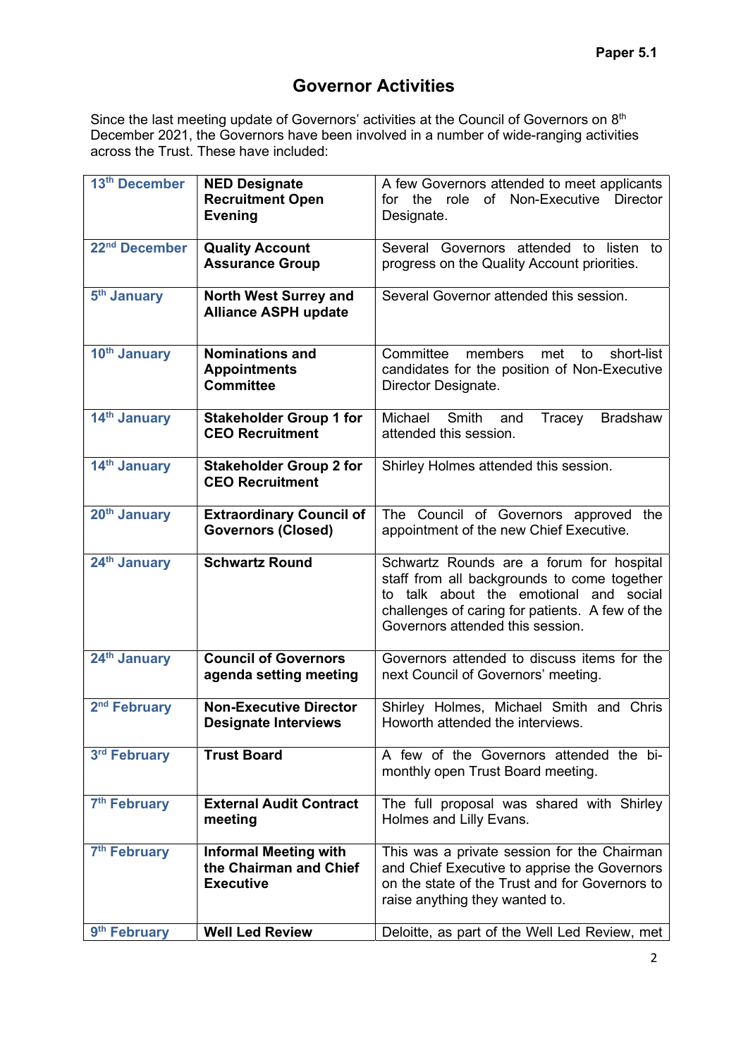**Paper 5.1**

# Governor Activities

Since the last meeting update of Governors' activities at the Council of Governors on 8th December 2021, the Governors have been involved in a number of wide-ranging activities across the Trust. These have included:

| | | |
|---|---|---|
| 13th December | **NED Designate Recruitment Open Evening** | A few Governors attended to meet applicants for the role of Non-Executive Director Designate. |
| 22nd December | **Quality Account Assurance Group** | Several Governors attended to listen to progress on the Quality Account priorities. |
| 5th January | **North West Surrey and Alliance ASPH update** | Several Governor attended this session. |
| 10th January | **Nominations and Appointments Committee** | Committee members met to short-list candidates for the position of Non-Executive Director Designate. |
| 14th January | **Stakeholder Group 1 for CEO Recruitment** | Michael Smith and Tracey Bradshaw attended this session. |
| 14th January | **Stakeholder Group 2 for CEO Recruitment** | Shirley Holmes attended this session. |
| 20th January | **Extraordinary Council of Governors (Closed)** | The Council of Governors approved the appointment of the new Chief Executive. |
| 24th January | **Schwartz Round** | Schwartz Rounds are a forum for hospital staff from all backgrounds to come together to talk about the emotional and social challenges of caring for patients. A few of the Governors attended this session. |
| 24th January | **Council of Governors agenda setting meeting** | Governors attended to discuss items for the next Council of Governors' meeting. |
| 2nd February | **Non-Executive Director Designate Interviews** | Shirley Holmes, Michael Smith and Chris Howorth attended the interviews. |
| 3rd February | **Trust Board** | A few of the Governors attended the bi-monthly open Trust Board meeting. |
| 7th February | **External Audit Contract meeting** | The full proposal was shared with Shirley Holmes and Lilly Evans. |
| 7th February | **Informal Meeting with the Chairman and Chief Executive** | This was a private session for the Chairman and Chief Executive to apprise the Governors on the state of the Trust and for Governors to raise anything they wanted to. |
| 9th February | **Well Led Review** | Deloitte, as part of the Well Led Review, met |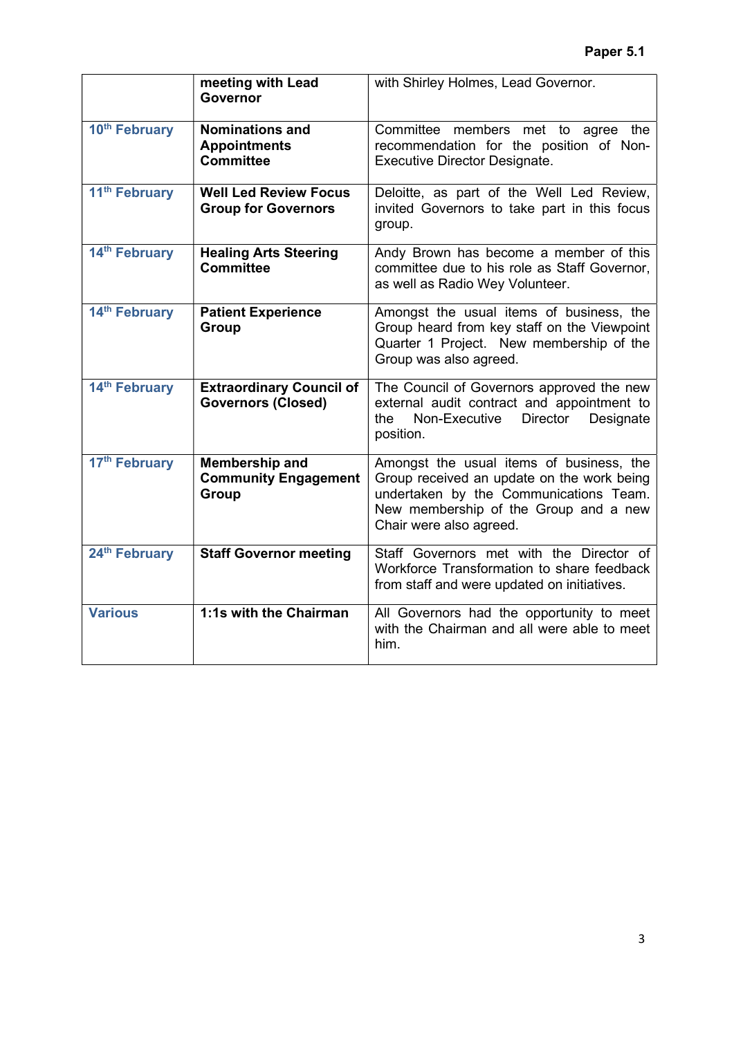| | | |
|---|---|---|
| | **meeting with Lead Governor** | with Shirley Holmes, Lead Governor. |
| **10th February** | **Nominations and Appointments Committee** | Committee members met to agree the recommendation for the position of Non-Executive Director Designate. |
| **11th February** | **Well Led Review Focus Group for Governors** | Deloitte, as part of the Well Led Review, invited Governors to take part in this focus group. |
| **14th February** | **Healing Arts Steering Committee** | Andy Brown has become a member of this committee due to his role as Staff Governor, as well as Radio Wey Volunteer. |
| **14th February** | **Patient Experience Group** | Amongst the usual items of business, the Group heard from key staff on the Viewpoint Quarter 1 Project. New membership of the Group was also agreed. |
| **14th February** | **Extraordinary Council of Governors (Closed)** | The Council of Governors approved the new external audit contract and appointment to the Non-Executive Director Designate position. |
| **17th February** | **Membership and Community Engagement Group** | Amongst the usual items of business, the Group received an update on the work being undertaken by the Communications Team. New membership of the Group and a new Chair were also agreed. |
| **24th February** | **Staff Governor meeting** | Staff Governors met with the Director of Workforce Transformation to share feedback from staff and were updated on initiatives. |
| **Various** | **1:1s with the Chairman** | All Governors had the opportunity to meet with the Chairman and all were able to meet him. |